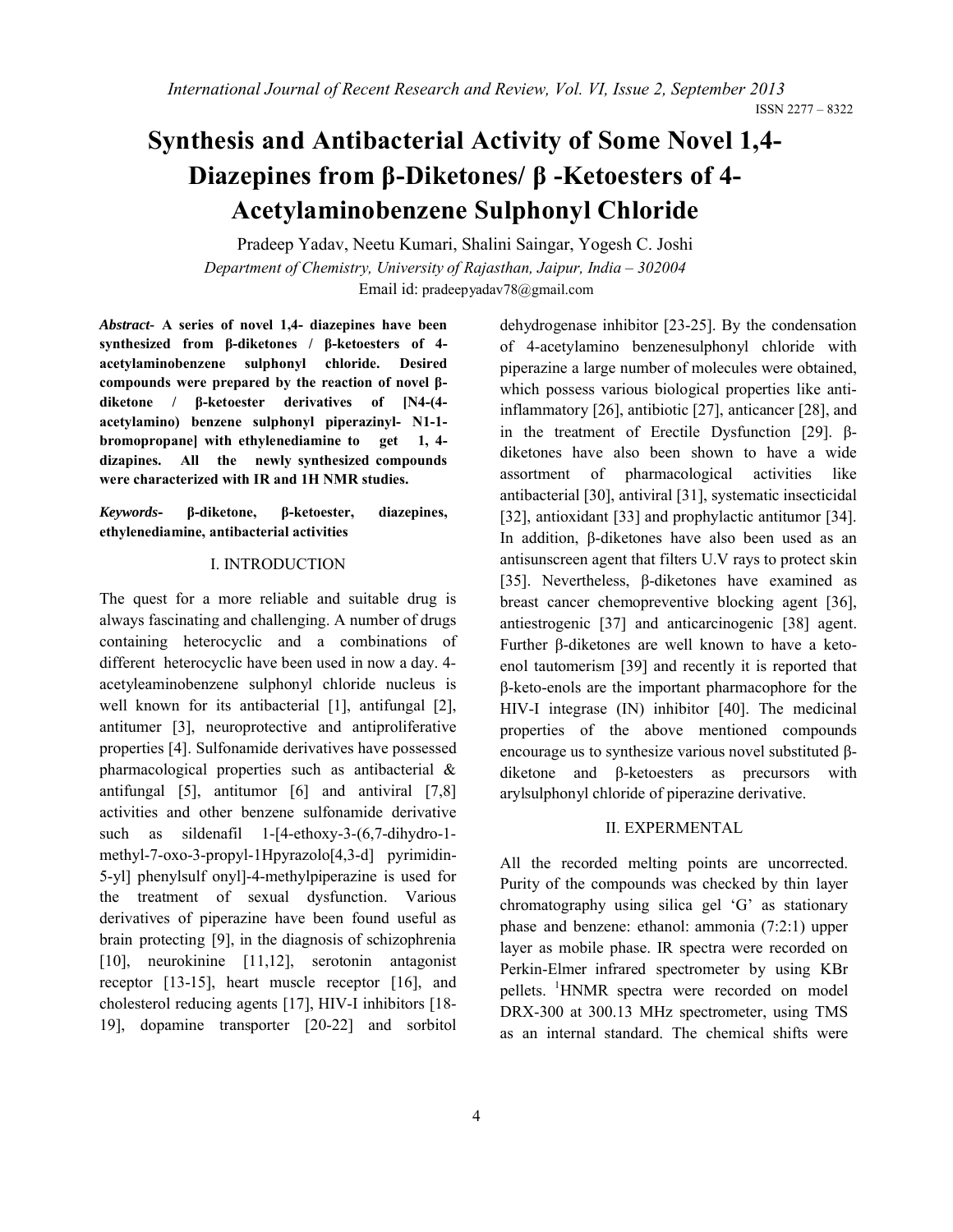# Synthesis and Antibacterial Activity of Some Novel 1,4-Diazepines from β-Diketones/ β -Ketoesters of 4-Acetylaminobenzene Sulphonyl Chloride

Pradeep Yadav, Neetu Kumari, Shalini Saingar, Yogesh C. Joshi

*Department of Chemistry, University of Rajasthan, Jaipur, India – 302004*

Email id: pradeepyadav78@gmail.com

***Abstract-*** **A series of novel 1,4- diazepines have been synthesized from β-diketones / β-ketoesters of 4-acetylaminobenzene sulphonyl chloride. Desired compounds were prepared by the reaction of novel β-diketone / β-ketoester derivatives of [N4-(4-acetylamino) benzene sulphonyl piperazinyl- N1-1-bromopropane] with ethylenediamine to get 1, 4-dizapines. All the newly synthesized compounds were characterized with IR and 1H NMR studies.**

***Keywords-*** **β-diketone, β-ketoester, diazepines, ethylenediamine, antibacterial activities**

## I. INTRODUCTION

The quest for a more reliable and suitable drug is always fascinating and challenging. A number of drugs containing heterocyclic and a combinations of different heterocyclic have been used in now a day. 4-acetyleaminobenzene sulphonyl chloride nucleus is well known for its antibacterial [1], antifungal [2], antitumer [3], neuroprotective and antiproliferative properties [4]. Sulfonamide derivatives have possessed pharmacological properties such as antibacterial & antifungal [5], antitumor [6] and antiviral [7,8] activities and other benzene sulfonamide derivative such as sildenafil 1-[4-ethoxy-3-(6,7-dihydro-1-methyl-7-oxo-3-propyl-1Hpyrazolo[4,3-d] pyrimidin-5-yl] phenylsulf onyl]-4-methylpiperazine is used for the treatment of sexual dysfunction. Various derivatives of piperazine have been found useful as brain protecting [9], in the diagnosis of schizophrenia [10], neurokinine [11,12], serotonin antagonist receptor [13-15], heart muscle receptor [16], and cholesterol reducing agents [17], HIV-I inhibitors [18-19], dopamine transporter [20-22] and sorbitol dehydrogenase inhibitor [23-25]. By the condensation of 4-acetylamino benzenesulphonyl chloride with piperazine a large number of molecules were obtained, which possess various biological properties like anti-inflammatory [26], antibiotic [27], anticancer [28], and in the treatment of Erectile Dysfunction [29]. β-diketones have also been shown to have a wide assortment of pharmacological activities like antibacterial [30], antiviral [31], systematic insecticidal [32], antioxidant [33] and prophylactic antitumor [34]. In addition, β-diketones have also been used as an antisunscreen agent that filters U.V rays to protect skin [35]. Nevertheless, β-diketones have examined as breast cancer chemopreventive blocking agent [36], antiestrogenic [37] and anticarcinogenic [38] agent. Further β-diketones are well known to have a keto-enol tautomerism [39] and recently it is reported that β-keto-enols are the important pharmacophore for the HIV-I integrase (IN) inhibitor [40]. The medicinal properties of the above mentioned compounds encourage us to synthesize various novel substituted β-diketone and β-ketoesters as precursors with arylsulphonyl chloride of piperazine derivative.

## II. EXPERMENTAL

All the recorded melting points are uncorrected. Purity of the compounds was checked by thin layer chromatography using silica gel 'G' as stationary phase and benzene: ethanol: ammonia (7:2:1) upper layer as mobile phase. IR spectra were recorded on Perkin-Elmer infrared spectrometer by using KBr pellets. $^1$HNMR spectra were recorded on model DRX-300 at 300.13 MHz spectrometer, using TMS as an internal standard. The chemical shifts were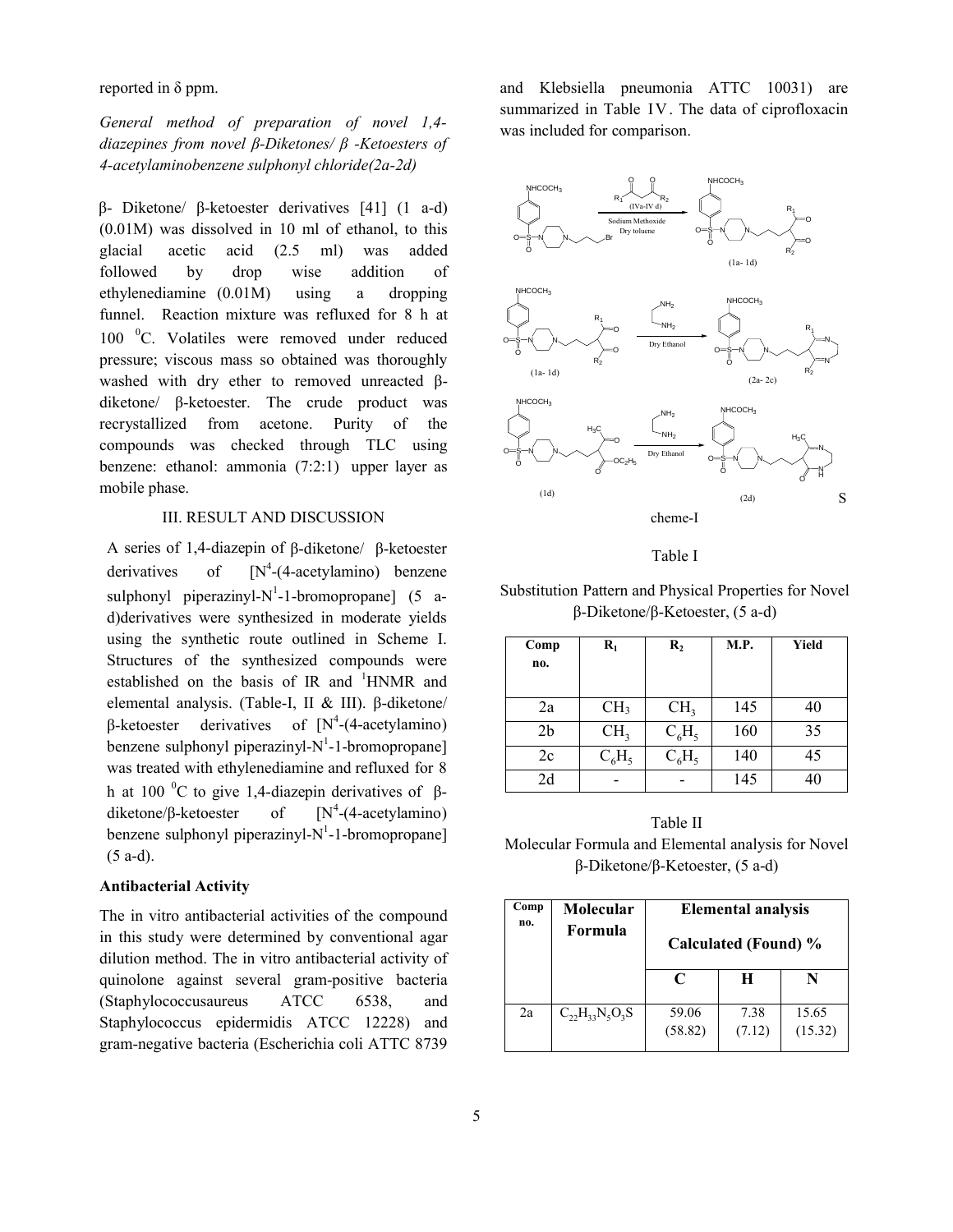reported in δ ppm.

*General method of preparation of novel 1,4-diazepines from novel β-Diketones/ β -Ketoesters of 4-acetylaminobenzene sulphonyl chloride(2a-2d)*

β- Diketone/ β-ketoester derivatives [41] (1 a-d) (0.01M) was dissolved in 10 ml of ethanol, to this glacial acetic acid (2.5 ml) was added followed by drop wise addition of ethylenediamine (0.01M) using a dropping funnel. Reaction mixture was refluxed for 8 h at 100 $^0$C. Volatiles were removed under reduced pressure; viscous mass so obtained was thoroughly washed with dry ether to removed unreacted β-diketone/ β-ketoester. The crude product was recrystallized from acetone. Purity of the compounds was checked through TLC using benzene: ethanol: ammonia (7:2:1) upper layer as mobile phase.

## III. RESULT AND DISCUSSION

A series of 1,4-diazepin of β-diketone/ β-ketoester derivatives of [N$^4$-(4-acetylamino) benzene sulphonyl piperazinyl-N$^1$-1-bromopropane] (5 a-d)derivatives were synthesized in moderate yields using the synthetic route outlined in Scheme I. Structures of the synthesized compounds were established on the basis of IR and $^1$HNMR and elemental analysis. (Table-I, II & III). β-diketone/ β-ketoester derivatives of [N$^4$-(4-acetylamino) benzene sulphonyl piperazinyl-N$^1$-1-bromopropane] was treated with ethylenediamine and refluxed for 8 h at 100 $^0$C to give 1,4-diazepin derivatives of β-diketone/β-ketoester of [N$^4$-(4-acetylamino) benzene sulphonyl piperazinyl-N$^1$-1-bromopropane] (5 a-d).

### Antibacterial Activity

The in vitro antibacterial activities of the compound in this study were determined by conventional agar dilution method. The in vitro antibacterial activity of quinolone against several gram-positive bacteria (Staphylococcusaureus ATCC 6538, and Staphylococcus epidermidis ATCC 12228) and gram-negative bacteria (Escherichia coli ATTC 8739 and Klebsiella pneumonia ATTC 10031) are summarized in Table IV. The data of ciprofloxacin was included for comparison.

Scheme-I

Table I

Substitution Pattern and Physical Properties for Novel β-Diketone/β-Ketoester, (5 a-d)

| Comp no. | $R_1$ | $R_2$ | M.P. | Yield |
|---|---|---|---|---|
| 2a | $CH_3$ | $CH_3$ | 145 | 40 |
| 2b | $CH_3$ | $C_6H_5$ | 160 | 35 |
| 2c | $C_6H_5$ | $C_6H_5$ | 140 | 45 |
| 2d | - | - | 145 | 40 |

Table II

Molecular Formula and Elemental analysis for Novel β-Diketone/β-Ketoester, (5 a-d)

| Comp no. | Molecular Formula | Elemental analysis Calculated (Found) % | | |
|---|---|---|---|---|
| | | C | H | N |
| 2a | $C_{22}H_{33}N_5O_3S$ | 59.06 (58.82) | 7.38 (7.12) | 15.65 (15.32) |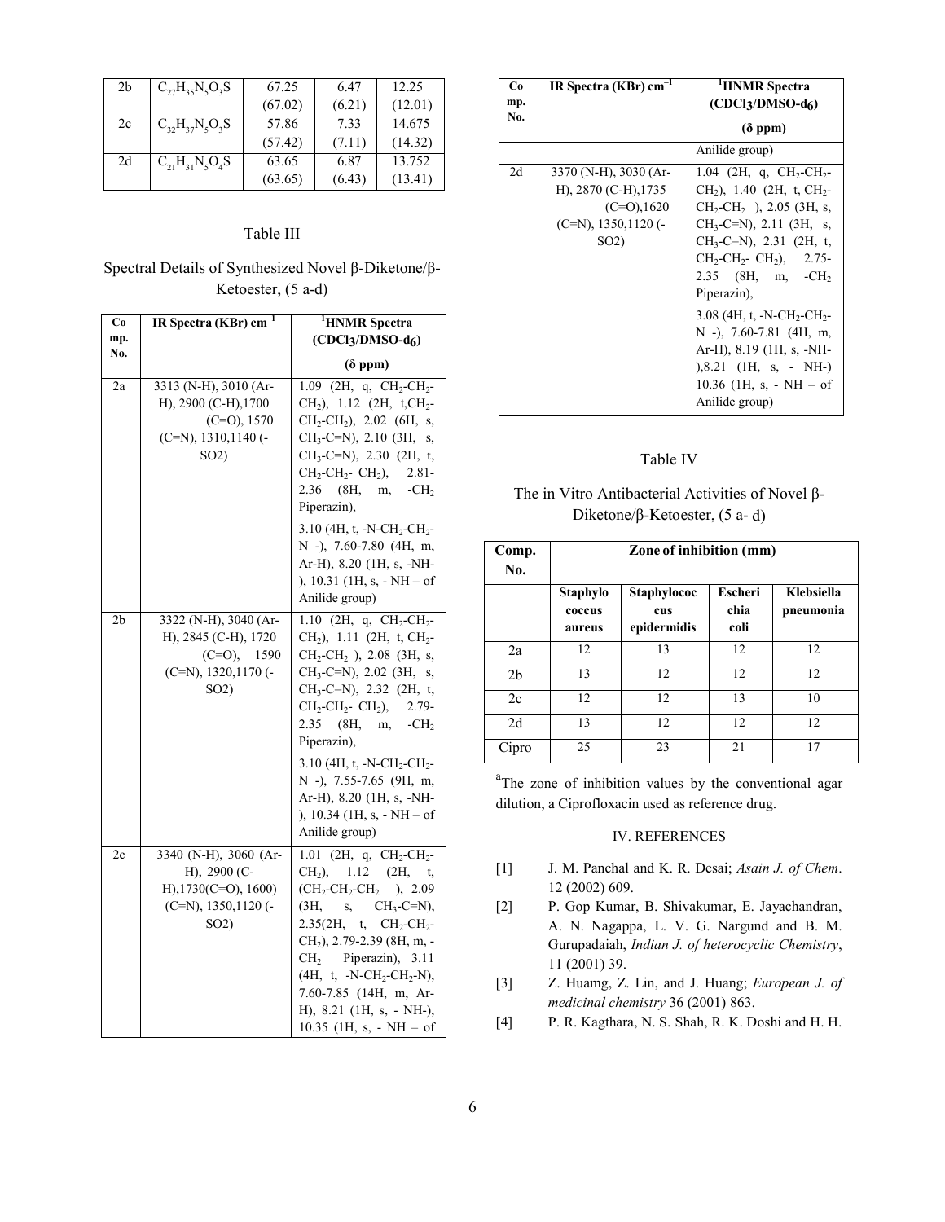| 2b | $C_{27}H_{35}N_5O_3S$ | 67.25 (67.02) | 6.47 (6.21) | 12.25 (12.01) |
|---|---|---|---|---|
| 2c | $C_{32}H_{37}N_5O_3S$ | 57.86 (57.42) | 7.33 (7.11) | 14.675 (14.32) |
| 2d | $C_{21}H_{31}N_5O_4S$ | 63.65 (63.65) | 6.87 (6.43) | 13.752 (13.41) |

Table III

Spectral Details of Synthesized Novel β-Diketone/β-Ketoester, (5 a-d)

| Comp. No. | IR Spectra (KBr) $cm^{-1}$ | $^1$HNMR Spectra ($CDCl_3$/DMSO-$d_6$) (δ ppm) |
|---|---|---|
| 2a | 3313 (N-H), 3010 (Ar-H), 2900 (C-H),1700 (C=O), 1570 (C=N), 1310,1140 (-SO2) | 1.09 (2H, q, $CH_2$-$CH_2$-$CH_2$), 1.12 (2H, t,$CH_2$-$CH_2$-$CH_2$), 2.02 (6H, s, $CH_3$-C=N), 2.10 (3H, s, $CH_3$-C=N), 2.30 (2H, t, $CH_2$-$CH_2$- $CH_2$), 2.81-2.36 (8H, m, -$CH_2$ Piperazin), 3.10 (4H, t, -N-$CH_2$-$CH_2$-N -), 7.60-7.80 (4H, m, Ar-H), 8.20 (1H, s, -NH-), 10.31 (1H, s, - NH – of Anilide group) |
| 2b | 3322 (N-H), 3040 (Ar-H), 2845 (C-H), 1720 (C=O), 1590 (C=N), 1320,1170 (-SO2) | 1.10 (2H, q, $CH_2$-$CH_2$-$CH_2$), 1.11 (2H, t, $CH_2$-$CH_2$-$CH_2$ ), 2.08 (3H, s, $CH_3$-C=N), 2.02 (3H, s, $CH_3$-C=N), 2.32 (2H, t, $CH_2$-$CH_2$- $CH_2$), 2.79-2.35 (8H, m, -$CH_2$ Piperazin), 3.10 (4H, t, -N-$CH_2$-$CH_2$-N -), 7.55-7.65 (9H, m, Ar-H), 8.20 (1H, s, -NH-), 10.34 (1H, s, - NH – of Anilide group) |
| 2c | 3340 (N-H), 3060 (Ar-H), 2900 (C-H),1730(C=O), 1600) (C=N), 1350,1120 (-SO2) | 1.01 (2H, q, $CH_2$-$CH_2$-$CH_2$), 1.12 (2H, t, ($CH_2$-$CH_2$-$CH_2$ ), 2.09 (3H, s, $CH_3$-C=N), 2.35(2H, t, $CH_2$-$CH_2$-$CH_2$), 2.79-2.39 (8H, m, -$CH_2$ Piperazin), 3.11 (4H, t, -N-$CH_2$-$CH_2$-N), 7.60-7.85 (14H, m, Ar-H), 8.21 (1H, s, - NH-), 10.35 (1H, s, - NH – of Anilide group) |
| 2d | 3370 (N-H), 3030 (Ar-H), 2870 (C-H),1735 (C=O),1620 (C=N), 1350,1120 (-SO2) | 1.04 (2H, q, $CH_2$-$CH_2$-$CH_2$), 1.40 (2H, t, $CH_2$-$CH_2$-$CH_2$ ), 2.05 (3H, s, $CH_3$-C=N), 2.11 (3H, s, $CH_3$-C=N), 2.31 (2H, t, $CH_2$-$CH_2$- $CH_2$), 2.75-2.35 (8H, m, -$CH_2$ Piperazin), 3.08 (4H, t, -N-$CH_2$-$CH_2$-N -), 7.60-7.81 (4H, m, Ar-H), 8.19 (1H, s, -NH-),8.21 (1H, s, - NH-) 10.36 (1H, s, - NH – of Anilide group) |

Table IV

The in Vitro Antibacterial Activities of Novel β-Diketone/β-Ketoester, (5 a- d)

| Comp. No. | Zone of inhibition (mm) | | | |
|---|---|---|---|---|
| | Staphylococcus aureus | Staphylococcus epidermidis | Escherichia coli | Klebsiella pneumonia |
| 2a | 12 | 13 | 12 | 12 |
| 2b | 13 | 12 | 12 | 12 |
| 2c | 12 | 12 | 13 | 10 |
| 2d | 13 | 12 | 12 | 12 |
| Cipro | 25 | 23 | 21 | 17 |

[a]The zone of inhibition values by the conventional agar dilution, a Ciprofloxacin used as reference drug.

## IV. REFERENCES

[1] J. M. Panchal and K. R. Desai; *Asain J. of Chem*. 12 (2002) 609.

[2] P. Gop Kumar, B. Shivakumar, E. Jayachandran, A. N. Nagappa, L. V. G. Nargund and B. M. Gurupadaiah, *Indian J. of heterocyclic Chemistry*, 11 (2001) 39.

[3] Z. Huamg, Z. Lin, and J. Huang; *European J. of medicinal chemistry* 36 (2001) 863.

[4] P. R. Kagthara, N. S. Shah, R. K. Doshi and H. H.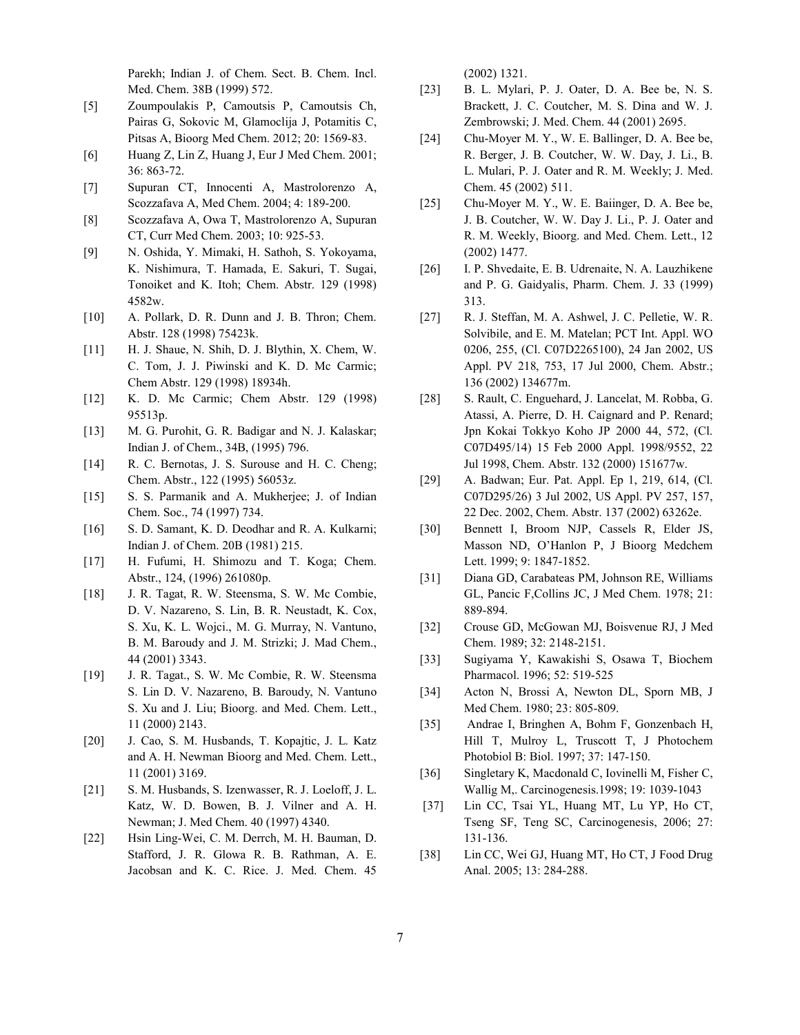Parekh; Indian J. of Chem. Sect. B. Chem. Incl. Med. Chem. 38B (1999) 572.

[5] Zoumpoulakis P, Camoutsis P, Camoutsis Ch, Pairas G, Sokovic M, Glamoclija J, Potamitis C, Pitsas A, Bioorg Med Chem. 2012; 20: 1569-83.

[6] Huang Z, Lin Z, Huang J, Eur J Med Chem. 2001; 36: 863-72.

[7] Supuran CT, Innocenti A, Mastrolorenzo A, Scozzafava A, Med Chem. 2004; 4: 189-200.

[8] Scozzafava A, Owa T, Mastrolorenzo A, Supuran CT, Curr Med Chem. 2003; 10: 925-53.

[9] N. Oshida, Y. Mimaki, H. Sathoh, S. Yokoyama, K. Nishimura, T. Hamada, E. Sakuri, T. Sugai, Tonoiket and K. Itoh; Chem. Abstr. 129 (1998) 4582w.

[10] A. Pollark, D. R. Dunn and J. B. Thron; Chem. Abstr. 128 (1998) 75423k.

[11] H. J. Shaue, N. Shih, D. J. Blythin, X. Chem, W. C. Tom, J. J. Piwinski and K. D. Mc Carmic; Chem Abstr. 129 (1998) 18934h.

[12] K. D. Mc Carmic; Chem Abstr. 129 (1998) 95513p.

[13] M. G. Purohit, G. R. Badigar and N. J. Kalaskar; Indian J. of Chem., 34B, (1995) 796.

[14] R. C. Bernotas, J. S. Surouse and H. C. Cheng; Chem. Abstr., 122 (1995) 56053z.

[15] S. S. Parmanik and A. Mukherjee; J. of Indian Chem. Soc., 74 (1997) 734.

[16] S. D. Samant, K. D. Deodhar and R. A. Kulkarni; Indian J. of Chem. 20B (1981) 215.

[17] H. Fufumi, H. Shimozu and T. Koga; Chem. Abstr., 124, (1996) 261080p.

[18] J. R. Tagat, R. W. Steensma, S. W. Mc Combie, D. V. Nazareno, S. Lin, B. R. Neustadt, K. Cox, S. Xu, K. L. Wojci., M. G. Murray, N. Vantuno, B. M. Baroudy and J. M. Strizki; J. Mad Chem., 44 (2001) 3343.

[19] J. R. Tagat., S. W. Mc Combie, R. W. Steensma S. Lin D. V. Nazareno, B. Baroudy, N. Vantuno S. Xu and J. Liu; Bioorg. and Med. Chem. Lett., 11 (2000) 2143.

[20] J. Cao, S. M. Husbands, T. Kopajtic, J. L. Katz and A. H. Newman Bioorg and Med. Chem. Lett., 11 (2001) 3169.

[21] S. M. Husbands, S. Izenwasser, R. J. Loeloff, J. L. Katz, W. D. Bowen, B. J. Vilner and A. H. Newman; J. Med Chem. 40 (1997) 4340.

[22] Hsin Ling-Wei, C. M. Derrch, M. H. Bauman, D. Stafford, J. R. Glowa R. B. Rathman, A. E. Jacobsan and K. C. Rice. J. Med. Chem. 45 (2002) 1321.

[23] B. L. Mylari, P. J. Oater, D. A. Bee be, N. S. Brackett, J. C. Coutcher, M. S. Dina and W. J. Zembrowski; J. Med. Chem. 44 (2001) 2695.

[24] Chu-Moyer M. Y., W. E. Ballinger, D. A. Bee be, R. Berger, J. B. Coutcher, W. W. Day, J. Li., B. L. Mulari, P. J. Oater and R. M. Weekly; J. Med. Chem. 45 (2002) 511.

[25] Chu-Moyer M. Y., W. E. Baiinger, D. A. Bee be, J. B. Coutcher, W. W. Day J. Li., P. J. Oater and R. M. Weekly, Bioorg. and Med. Chem. Lett., 12 (2002) 1477.

[26] I. P. Shvedaite, E. B. Udrenaite, N. A. Lauzhikene and P. G. Gaidyalis, Pharm. Chem. J. 33 (1999) 313.

[27] R. J. Steffan, M. A. Ashwel, J. C. Pelletie, W. R. Solvibile, and E. M. Matelan; PCT Int. Appl. WO 0206, 255, (Cl. C07D2265100), 24 Jan 2002, US Appl. PV 218, 753, 17 Jul 2000, Chem. Abstr.; 136 (2002) 134677m.

[28] S. Rault, C. Enguehard, J. Lancelat, M. Robba, G. Atassi, A. Pierre, D. H. Caignard and P. Renard; Jpn Kokai Tokkyo Koho JP 2000 44, 572, (Cl. C07D495/14) 15 Feb 2000 Appl. 1998/9552, 22 Jul 1998, Chem. Abstr. 132 (2000) 151677w.

[29] A. Badwan; Eur. Pat. Appl. Ep 1, 219, 614, (Cl. C07D295/26) 3 Jul 2002, US Appl. PV 257, 157, 22 Dec. 2002, Chem. Abstr. 137 (2002) 63262e.

[30] Bennett I, Broom NJP, Cassels R, Elder JS, Masson ND, O'Hanlon P, J Bioorg Medchem Lett. 1999; 9: 1847-1852.

[31] Diana GD, Carabateas PM, Johnson RE, Williams GL, Pancic F,Collins JC, J Med Chem. 1978; 21: 889-894.

[32] Crouse GD, McGowan MJ, Boisvenue RJ, J Med Chem. 1989; 32: 2148-2151.

[33] Sugiyama Y, Kawakishi S, Osawa T, Biochem Pharmacol. 1996; 52: 519-525

[34] Acton N, Brossi A, Newton DL, Sporn MB, J Med Chem. 1980; 23: 805-809.

[35] Andrae I, Bringhen A, Bohm F, Gonzenbach H, Hill T, Mulroy L, Truscott T, J Photochem Photobiol B: Biol. 1997; 37: 147-150.

[36] Singletary K, Macdonald C, Iovinelli M, Fisher C, Wallig M,. Carcinogenesis.1998; 19: 1039-1043

[37] Lin CC, Tsai YL, Huang MT, Lu YP, Ho CT, Tseng SF, Teng SC, Carcinogenesis, 2006; 27: 131-136.

[38] Lin CC, Wei GJ, Huang MT, Ho CT, J Food Drug Anal. 2005; 13: 284-288.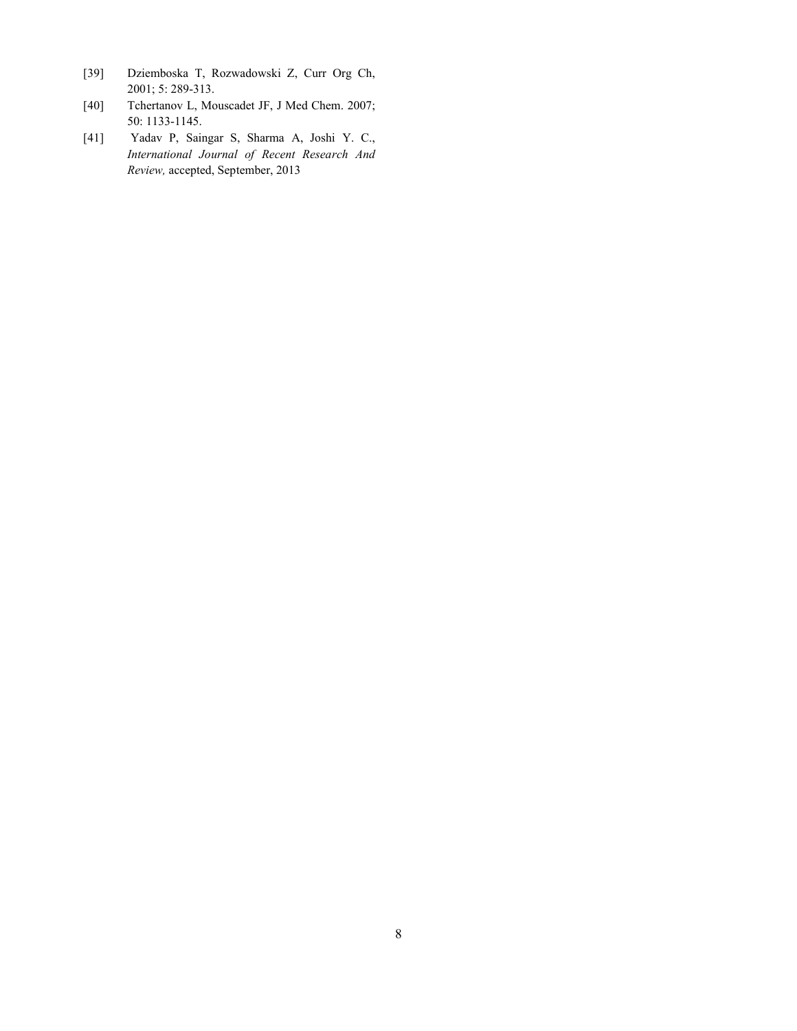[39] Dziemboska T, Rozwadowski Z, Curr Org Ch, 2001; 5: 289-313.

[40] Tchertanov L, Mouscadet JF, J Med Chem. 2007; 50: 1133-1145.

[41] Yadav P, Saingar S, Sharma A, Joshi Y. C., *International Journal of Recent Research And Review,* accepted, September, 2013